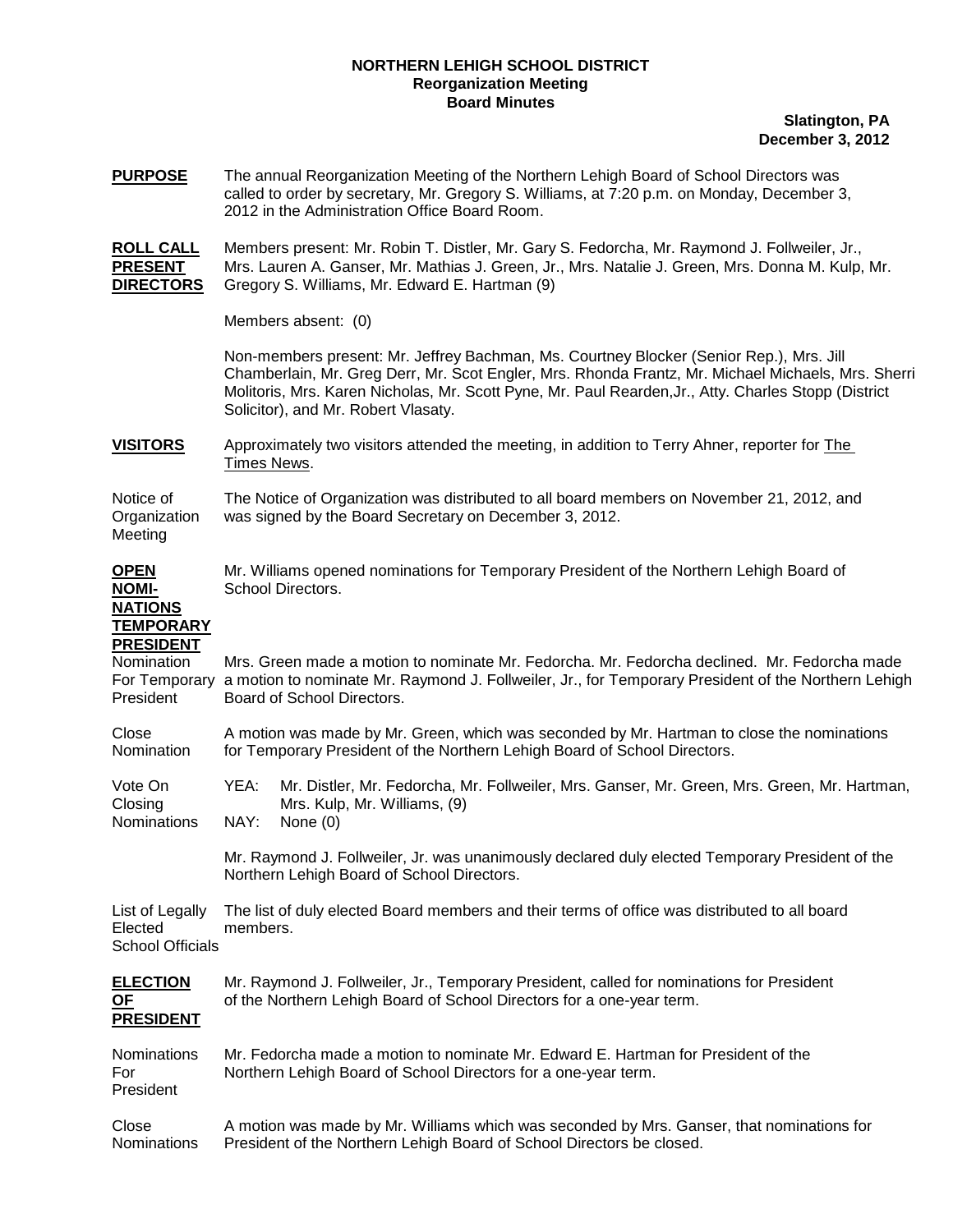**NORTHERN LEHIGH SCHOOL DISTRICT**
**Reorganization Meeting**
**Board Minutes**

**Slatington, PA**
**December 3, 2012**

**PURPOSE** The annual Reorganization Meeting of the Northern Lehigh Board of School Directors was called to order by secretary, Mr. Gregory S. Williams, at 7:20 p.m. on Monday, December 3, 2012 in the Administration Office Board Room.

**ROLL CALL PRESENT DIRECTORS** Members present: Mr. Robin T. Distler, Mr. Gary S. Fedorcha, Mr. Raymond J. Follweiler, Jr., Mrs. Lauren A. Ganser, Mr. Mathias J. Green, Jr., Mrs. Natalie J. Green, Mrs. Donna M. Kulp, Mr. Gregory S. Williams, Mr. Edward E. Hartman (9)

Members absent: (0)

Non-members present: Mr. Jeffrey Bachman, Ms. Courtney Blocker (Senior Rep.), Mrs. Jill Chamberlain, Mr. Greg Derr, Mr. Scot Engler, Mrs. Rhonda Frantz, Mr. Michael Michaels, Mrs. Sherri Molitoris, Mrs. Karen Nicholas, Mr. Scott Pyne, Mr. Paul Rearden,Jr., Atty. Charles Stopp (District Solicitor), and Mr. Robert Vlasaty.

**VISITORS** Approximately two visitors attended the meeting, in addition to Terry Ahner, reporter for The Times News.

Notice of Organization Meeting — The Notice of Organization was distributed to all board members on November 21, 2012, and was signed by the Board Secretary on December 3, 2012.

**OPEN NOMI-NATIONS TEMPORARY PRESIDENT** Mr. Williams opened nominations for Temporary President of the Northern Lehigh Board of School Directors.

Nomination For Temporary President — Mrs. Green made a motion to nominate Mr. Fedorcha. Mr. Fedorcha declined. Mr. Fedorcha made a motion to nominate Mr. Raymond J. Follweiler, Jr., for Temporary President of the Northern Lehigh Board of School Directors.

Close Nomination — A motion was made by Mr. Green, which was seconded by Mr. Hartman to close the nominations for Temporary President of the Northern Lehigh Board of School Directors.

Vote On Closing Nominations —
YEA: Mr. Distler, Mr. Fedorcha, Mr. Follweiler, Mrs. Ganser, Mr. Green, Mrs. Green, Mr. Hartman, Mrs. Kulp, Mr. Williams, (9)
NAY: None (0)

Mr. Raymond J. Follweiler, Jr. was unanimously declared duly elected Temporary President of the Northern Lehigh Board of School Directors.

List of Legally Elected School Officials — The list of duly elected Board members and their terms of office was distributed to all board members.

**ELECTION OF PRESIDENT** Mr. Raymond J. Follweiler, Jr., Temporary President, called for nominations for President of the Northern Lehigh Board of School Directors for a one-year term.

Nominations For President — Mr. Fedorcha made a motion to nominate Mr. Edward E. Hartman for President of the Northern Lehigh Board of School Directors for a one-year term.

Close Nominations — A motion was made by Mr. Williams which was seconded by Mrs. Ganser, that nominations for President of the Northern Lehigh Board of School Directors be closed.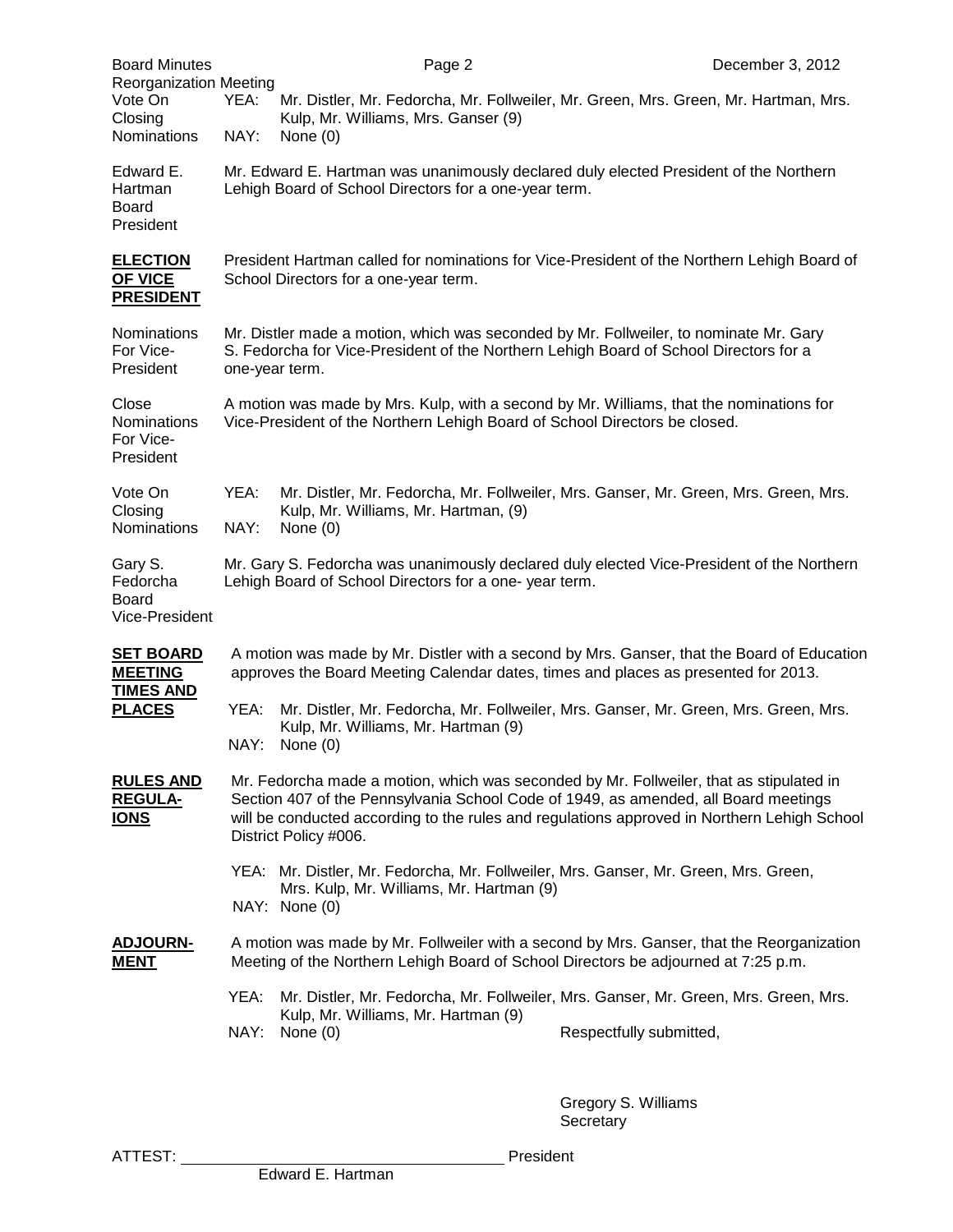Reorganization Meeting

Vote On Closing Nominations

YEA: Mr. Distler, Mr. Fedorcha, Mr. Follweiler, Mr. Green, Mrs. Green, Mr. Hartman, Mrs. Kulp, Mr. Williams, Mrs. Ganser (9)
NAY: None (0)

Edward E. Hartman Board President

Mr. Edward E. Hartman was unanimously declared duly elected President of the Northern Lehigh Board of School Directors for a one-year term.

**ELECTION OF VICE PRESIDENT**

President Hartman called for nominations for Vice-President of the Northern Lehigh Board of School Directors for a one-year term.

Nominations For Vice-President

Mr. Distler made a motion, which was seconded by Mr. Follweiler, to nominate Mr. Gary S. Fedorcha for Vice-President of the Northern Lehigh Board of School Directors for a one-year term.

Close Nominations For Vice-President

A motion was made by Mrs. Kulp, with a second by Mr. Williams, that the nominations for Vice-President of the Northern Lehigh Board of School Directors be closed.

Vote On Closing Nominations

YEA: Mr. Distler, Mr. Fedorcha, Mr. Follweiler, Mrs. Ganser, Mr. Green, Mrs. Green, Mrs. Kulp, Mr. Williams, Mr. Hartman, (9)
NAY: None (0)

Gary S. Fedorcha Board Vice-President

Mr. Gary S. Fedorcha was unanimously declared duly elected Vice-President of the Northern Lehigh Board of School Directors for a one- year term.

**SET BOARD MEETING TIMES AND PLACES**

A motion was made by Mr. Distler with a second by Mrs. Ganser, that the Board of Education approves the Board Meeting Calendar dates, times and places as presented for 2013.

YEA: Mr. Distler, Mr. Fedorcha, Mr. Follweiler, Mrs. Ganser, Mr. Green, Mrs. Green, Mrs. Kulp, Mr. Williams, Mr. Hartman (9)
NAY: None (0)

**RULES AND REGULA-IONS**

Mr. Fedorcha made a motion, which was seconded by Mr. Follweiler, that as stipulated in Section 407 of the Pennsylvania School Code of 1949, as amended, all Board meetings will be conducted according to the rules and regulations approved in Northern Lehigh School District Policy #006.

YEA: Mr. Distler, Mr. Fedorcha, Mr. Follweiler, Mrs. Ganser, Mr. Green, Mrs. Green, Mrs. Kulp, Mr. Williams, Mr. Hartman (9)
NAY: None (0)

**ADJOURN-MENT**

A motion was made by Mr. Follweiler with a second by Mrs. Ganser, that the Reorganization Meeting of the Northern Lehigh Board of School Directors be adjourned at 7:25 p.m.

YEA: Mr. Distler, Mr. Fedorcha, Mr. Follweiler, Mrs. Ganser, Mr. Green, Mrs. Green, Mrs. Kulp, Mr. Williams, Mr. Hartman (9)
NAY: None (0)

Respectfully submitted,

Gregory S. Williams
Secretary

ATTEST: ____________________ President
Edward E. Hartman